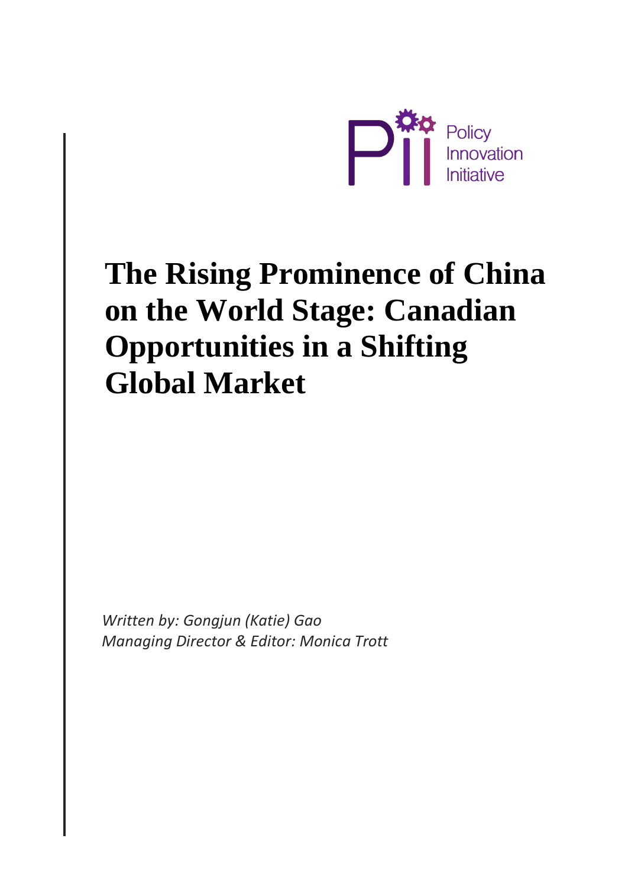Policy Innovation Initiative

# The Rising Prominence of China on the World Stage: Canadian Opportunities in a Shifting Global Market

*Written by: Gongjun (Katie) Gao*
*Managing Director & Editor: Monica Trott*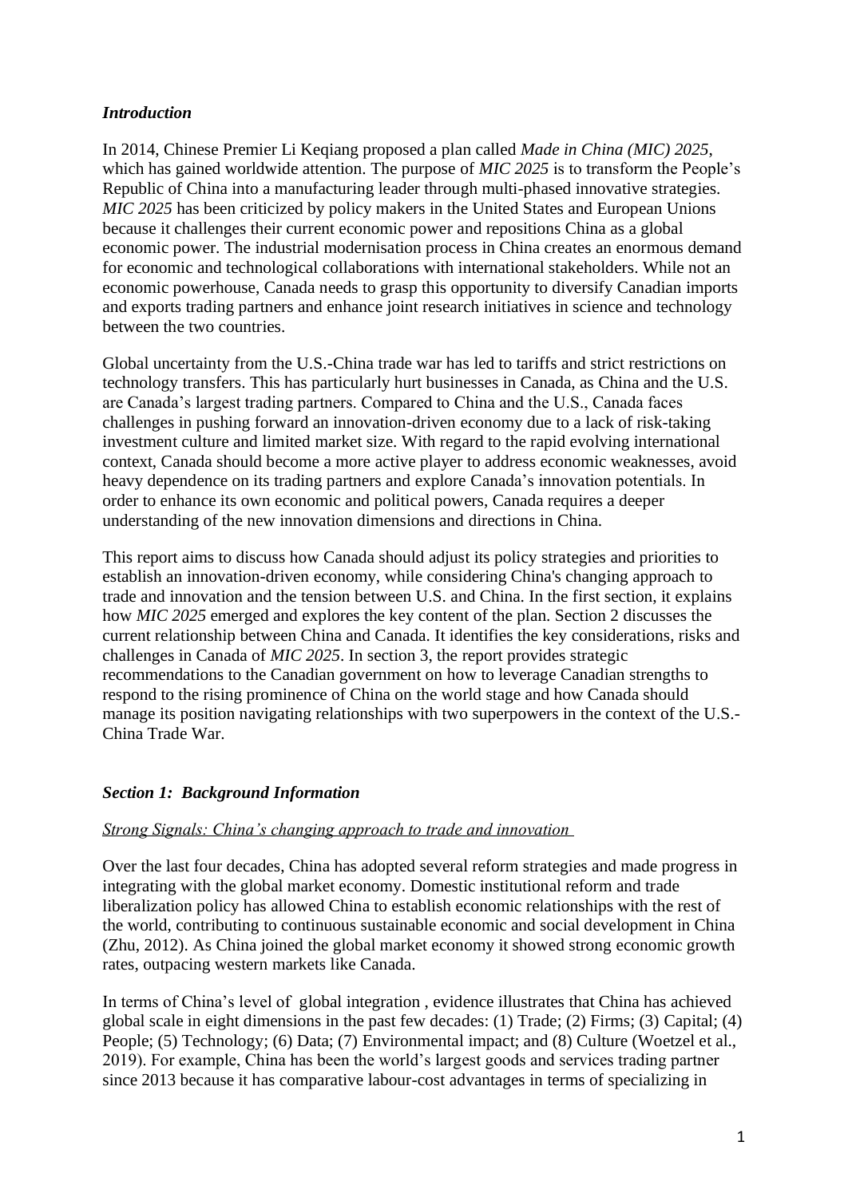## *Introduction*

In 2014, Chinese Premier Li Keqiang proposed a plan called *Made in China (MIC) 2025*, which has gained worldwide attention. The purpose of *MIC 2025* is to transform the People's Republic of China into a manufacturing leader through multi-phased innovative strategies. *MIC 2025* has been criticized by policy makers in the United States and European Unions because it challenges their current economic power and repositions China as a global economic power. The industrial modernisation process in China creates an enormous demand for economic and technological collaborations with international stakeholders. While not an economic powerhouse, Canada needs to grasp this opportunity to diversify Canadian imports and exports trading partners and enhance joint research initiatives in science and technology between the two countries.

Global uncertainty from the U.S.-China trade war has led to tariffs and strict restrictions on technology transfers. This has particularly hurt businesses in Canada, as China and the U.S. are Canada's largest trading partners. Compared to China and the U.S., Canada faces challenges in pushing forward an innovation-driven economy due to a lack of risk-taking investment culture and limited market size. With regard to the rapid evolving international context, Canada should become a more active player to address economic weaknesses, avoid heavy dependence on its trading partners and explore Canada's innovation potentials. In order to enhance its own economic and political powers, Canada requires a deeper understanding of the new innovation dimensions and directions in China.

This report aims to discuss how Canada should adjust its policy strategies and priorities to establish an innovation-driven economy, while considering China's changing approach to trade and innovation and the tension between U.S. and China. In the first section, it explains how *MIC 2025* emerged and explores the key content of the plan. Section 2 discusses the current relationship between China and Canada. It identifies the key considerations, risks and challenges in Canada of *MIC 2025*. In section 3, the report provides strategic recommendations to the Canadian government on how to leverage Canadian strengths to respond to the rising prominence of China on the world stage and how Canada should manage its position navigating relationships with two superpowers in the context of the U.S.-China Trade War.

## *Section 1: Background Information*

### *Strong Signals: China's changing approach to trade and innovation*

Over the last four decades, China has adopted several reform strategies and made progress in integrating with the global market economy. Domestic institutional reform and trade liberalization policy has allowed China to establish economic relationships with the rest of the world, contributing to continuous sustainable economic and social development in China (Zhu, 2012). As China joined the global market economy it showed strong economic growth rates, outpacing western markets like Canada.

In terms of China's level of global integration , evidence illustrates that China has achieved global scale in eight dimensions in the past few decades: (1) Trade; (2) Firms; (3) Capital; (4) People; (5) Technology; (6) Data; (7) Environmental impact; and (8) Culture (Woetzel et al., 2019). For example, China has been the world's largest goods and services trading partner since 2013 because it has comparative labour-cost advantages in terms of specializing in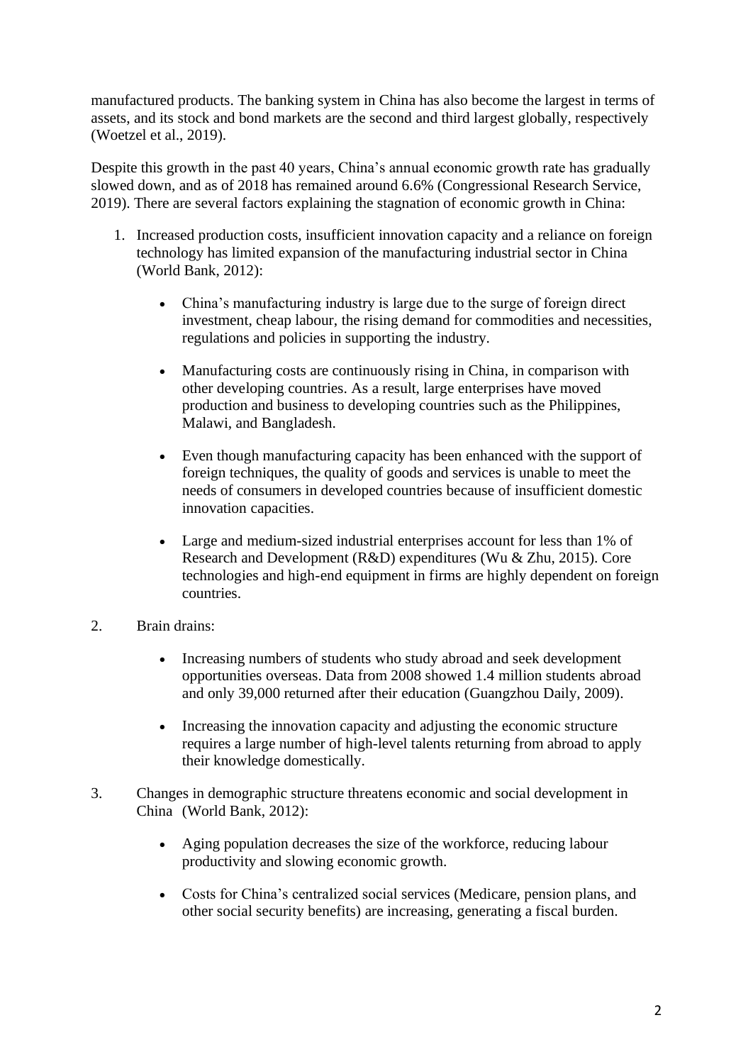manufactured products. The banking system in China has also become the largest in terms of assets, and its stock and bond markets are the second and third largest globally, respectively (Woetzel et al., 2019).

Despite this growth in the past 40 years, China's annual economic growth rate has gradually slowed down, and as of 2018 has remained around 6.6% (Congressional Research Service, 2019). There are several factors explaining the stagnation of economic growth in China:

1. Increased production costs, insufficient innovation capacity and a reliance on foreign technology has limited expansion of the manufacturing industrial sector in China (World Bank, 2012):

   - China's manufacturing industry is large due to the surge of foreign direct investment, cheap labour, the rising demand for commodities and necessities, regulations and policies in supporting the industry.

   - Manufacturing costs are continuously rising in China, in comparison with other developing countries. As a result, large enterprises have moved production and business to developing countries such as the Philippines, Malawi, and Bangladesh.

   - Even though manufacturing capacity has been enhanced with the support of foreign techniques, the quality of goods and services is unable to meet the needs of consumers in developed countries because of insufficient domestic innovation capacities.

   - Large and medium-sized industrial enterprises account for less than 1% of Research and Development (R&D) expenditures (Wu & Zhu, 2015). Core technologies and high-end equipment in firms are highly dependent on foreign countries.

2. Brain drains:

   - Increasing numbers of students who study abroad and seek development opportunities overseas. Data from 2008 showed 1.4 million students abroad and only 39,000 returned after their education (Guangzhou Daily, 2009).

   - Increasing the innovation capacity and adjusting the economic structure requires a large number of high-level talents returning from abroad to apply their knowledge domestically.

3. Changes in demographic structure threatens economic and social development in China (World Bank, 2012):

   - Aging population decreases the size of the workforce, reducing labour productivity and slowing economic growth.

   - Costs for China's centralized social services (Medicare, pension plans, and other social security benefits) are increasing, generating a fiscal burden.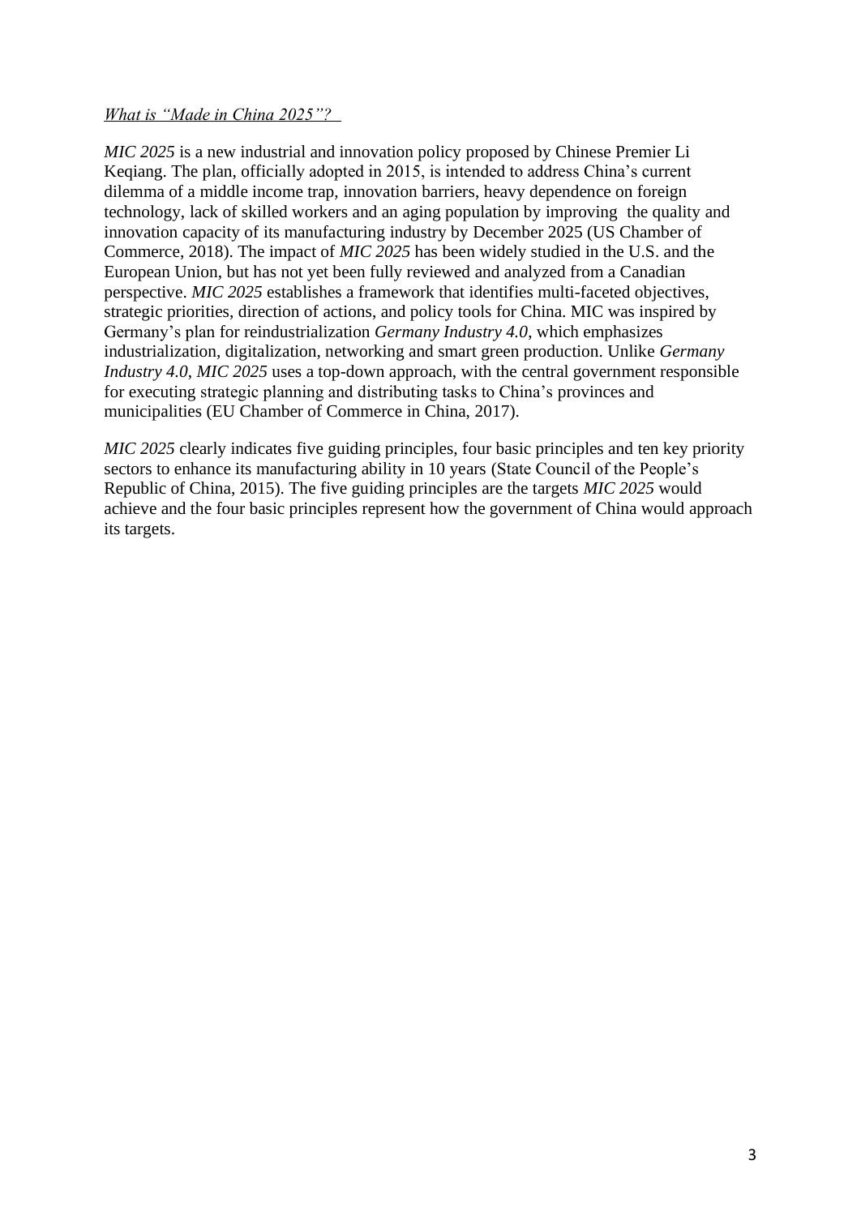*What is "Made in China 2025"?*

*MIC 2025* is a new industrial and innovation policy proposed by Chinese Premier Li Keqiang. The plan, officially adopted in 2015, is intended to address China's current dilemma of a middle income trap, innovation barriers, heavy dependence on foreign technology, lack of skilled workers and an aging population by improving the quality and innovation capacity of its manufacturing industry by December 2025 (US Chamber of Commerce, 2018). The impact of *MIC 2025* has been widely studied in the U.S. and the European Union, but has not yet been fully reviewed and analyzed from a Canadian perspective. *MIC 2025* establishes a framework that identifies multi-faceted objectives, strategic priorities, direction of actions, and policy tools for China. MIC was inspired by Germany's plan for reindustrialization *Germany Industry 4.0,* which emphasizes industrialization, digitalization, networking and smart green production. Unlike *Germany Industry 4.0*, *MIC 2025* uses a top-down approach, with the central government responsible for executing strategic planning and distributing tasks to China's provinces and municipalities (EU Chamber of Commerce in China, 2017).

*MIC 2025* clearly indicates five guiding principles, four basic principles and ten key priority sectors to enhance its manufacturing ability in 10 years (State Council of the People's Republic of China, 2015). The five guiding principles are the targets *MIC 2025* would achieve and the four basic principles represent how the government of China would approach its targets.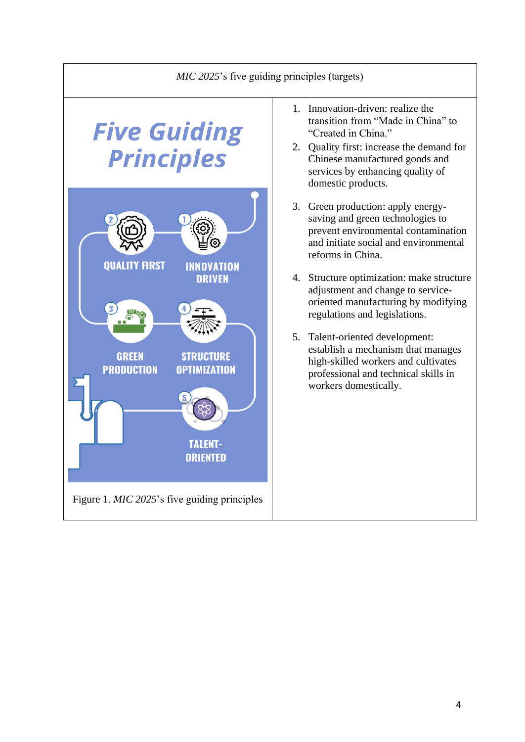*MIC 2025*'s five guiding principles (targets)

Five Guiding Principles

QUALITY FIRST

INNOVATION DRIVEN

GREEN PRODUCTION

STRUCTURE OPTIMIZATION

TALENT-ORIENTED

Figure 1. *MIC 2025*'s five guiding principles

1. Innovation-driven: realize the transition from "Made in China" to "Created in China."
2. Quality first: increase the demand for Chinese manufactured goods and services by enhancing quality of domestic products.
3. Green production: apply energy-saving and green technologies to prevent environmental contamination and initiate social and environmental reforms in China.
4. Structure optimization: make structure adjustment and change to service-oriented manufacturing by modifying regulations and legislations.
5. Talent-oriented development: establish a mechanism that manages high-skilled workers and cultivates professional and technical skills in workers domestically.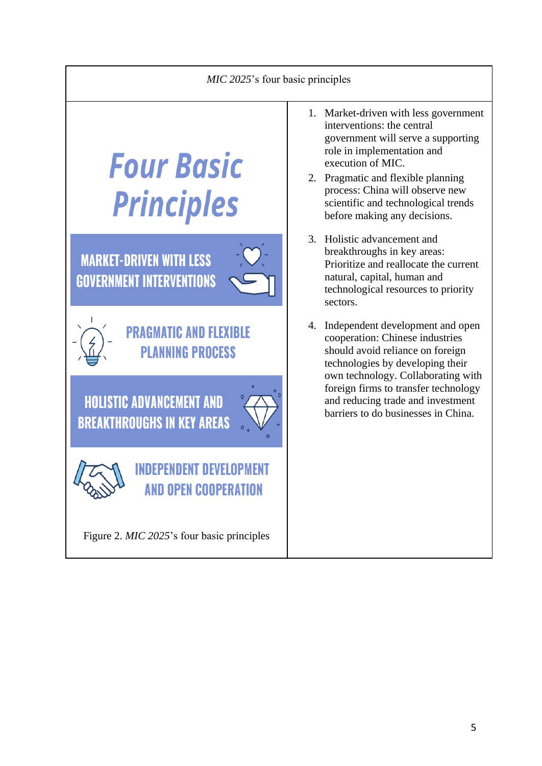| *MIC 2025*'s four basic principles | |
|---|---|
| **Four Basic Principles**<br><br>MARKET-DRIVEN WITH LESS GOVERNMENT INTERVENTIONS<br><br>PRAGMATIC AND FLEXIBLE PLANNING PROCESS<br><br>HOLISTIC ADVANCEMENT AND BREAKTHROUGHS IN KEY AREAS<br><br>INDEPENDENT DEVELOPMENT AND OPEN COOPERATION<br><br>Figure 2. *MIC 2025*'s four basic principles | 1. Market-driven with less government interventions: the central government will serve a supporting role in implementation and execution of MIC.<br>2. Pragmatic and flexible planning process: China will observe new scientific and technological trends before making any decisions.<br>3. Holistic advancement and breakthroughs in key areas: Prioritize and reallocate the current natural, capital, human and technological resources to priority sectors.<br>4. Independent development and open cooperation: Chinese industries should avoid reliance on foreign technologies by developing their own technology. Collaborating with foreign firms to transfer technology and reducing trade and investment barriers to do businesses in China. |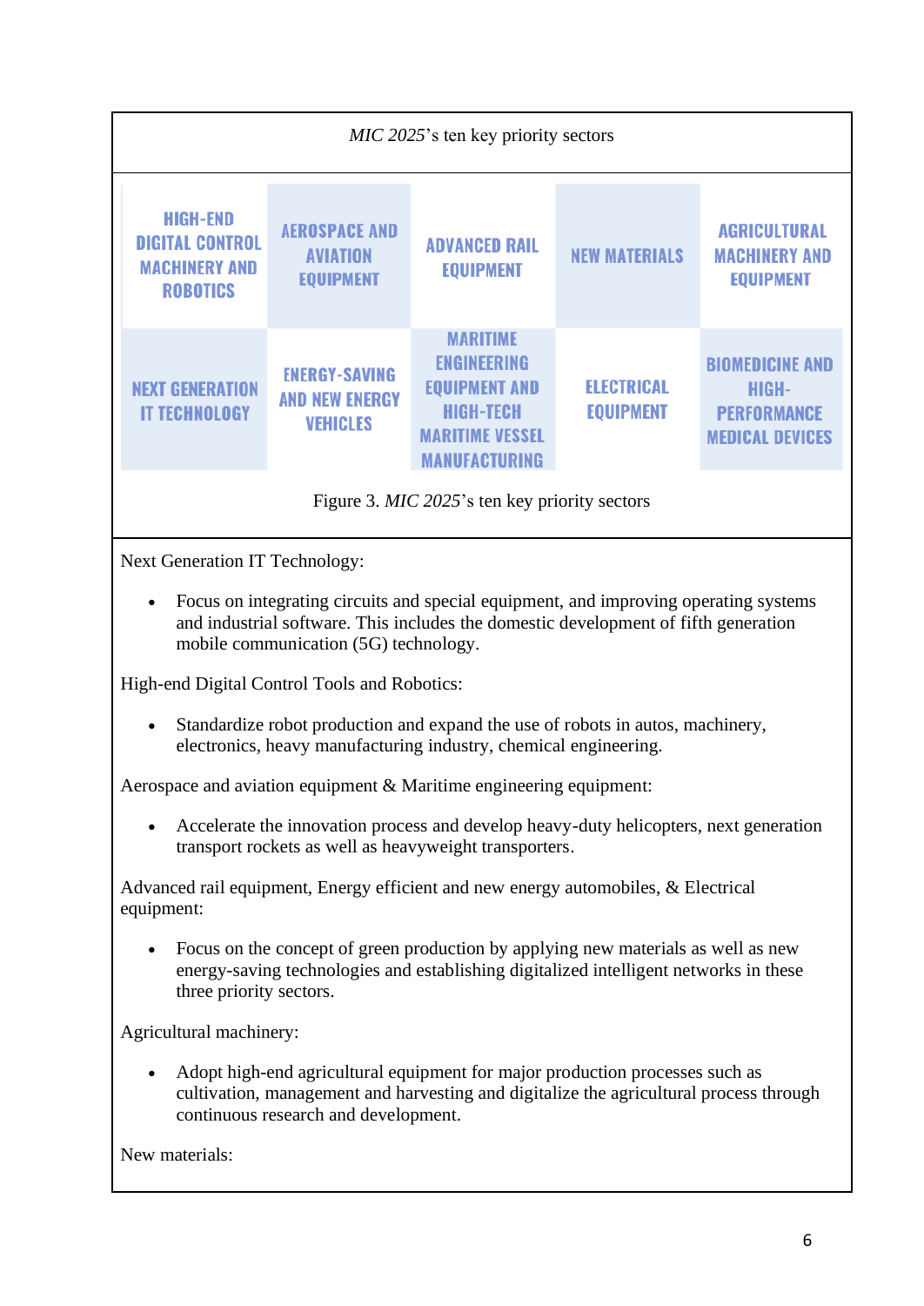*MIC 2025*'s ten key priority sectors

| | | | | |
|---|---|---|---|---|
| HIGH-END DIGITAL CONTROL MACHINERY AND ROBOTICS | AEROSPACE AND AVIATION EQUIPMENT | ADVANCED RAIL EQUIPMENT | NEW MATERIALS | AGRICULTURAL MACHINERY AND EQUIPMENT |
| NEXT GENERATION IT TECHNOLOGY | ENERGY-SAVING AND NEW ENERGY VEHICLES | MARITIME ENGINEERING EQUIPMENT AND HIGH-TECH MARITIME VESSEL MANUFACTURING | ELECTRICAL EQUIPMENT | BIOMEDICINE AND HIGH-PERFORMANCE MEDICAL DEVICES |

Figure 3. *MIC 2025*'s ten key priority sectors

Next Generation IT Technology:

- Focus on integrating circuits and special equipment, and improving operating systems and industrial software. This includes the domestic development of fifth generation mobile communication (5G) technology.

High-end Digital Control Tools and Robotics:

- Standardize robot production and expand the use of robots in autos, machinery, electronics, heavy manufacturing industry, chemical engineering.

Aerospace and aviation equipment & Maritime engineering equipment:

- Accelerate the innovation process and develop heavy-duty helicopters, next generation transport rockets as well as heavyweight transporters.

Advanced rail equipment, Energy efficient and new energy automobiles, & Electrical equipment:

- Focus on the concept of green production by applying new materials as well as new energy-saving technologies and establishing digitalized intelligent networks in these three priority sectors.

Agricultural machinery:

- Adopt high-end agricultural equipment for major production processes such as cultivation, management and harvesting and digitalize the agricultural process through continuous research and development.

New materials: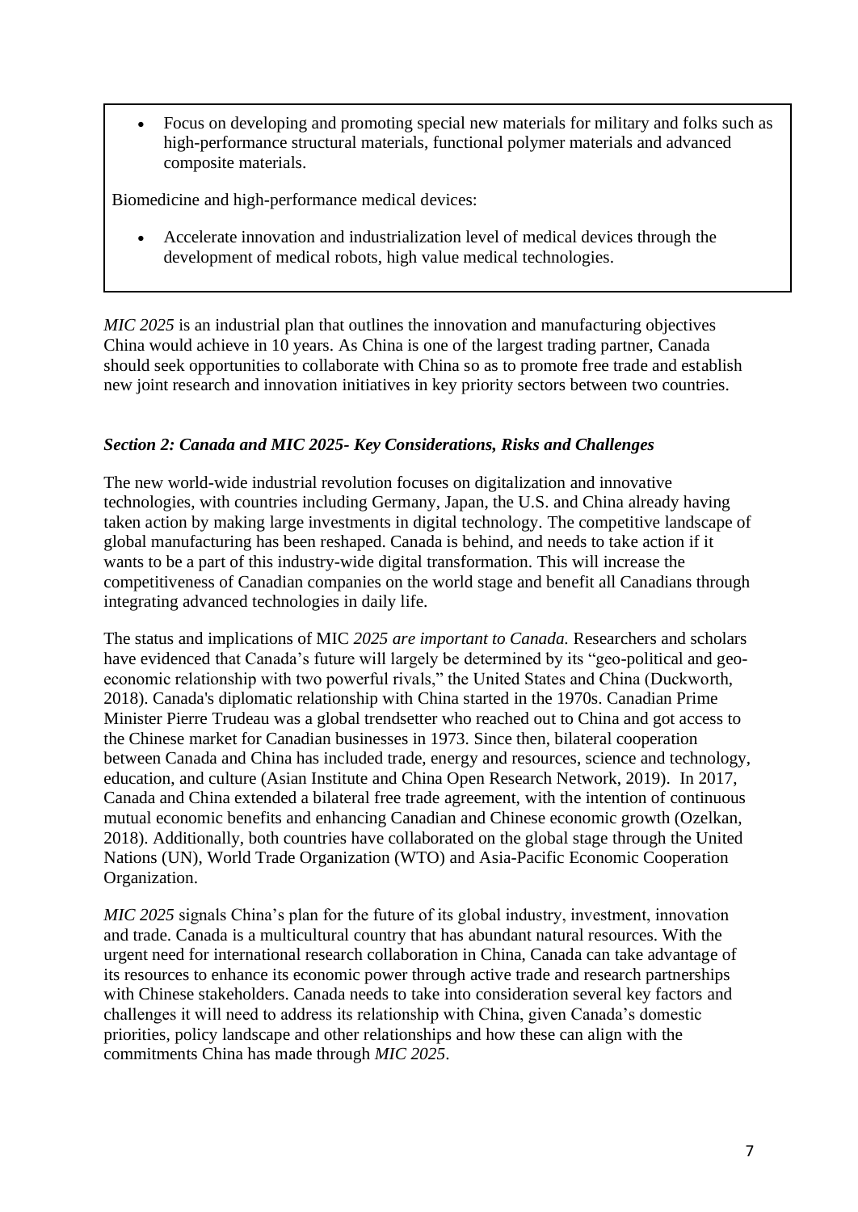- Focus on developing and promoting special new materials for military and folks such as high-performance structural materials, functional polymer materials and advanced composite materials.

Biomedicine and high-performance medical devices:

- Accelerate innovation and industrialization level of medical devices through the development of medical robots, high value medical technologies.

*MIC 2025* is an industrial plan that outlines the innovation and manufacturing objectives China would achieve in 10 years. As China is one of the largest trading partner, Canada should seek opportunities to collaborate with China so as to promote free trade and establish new joint research and innovation initiatives in key priority sectors between two countries.

### *Section 2: Canada and MIC 2025- Key Considerations, Risks and Challenges*

The new world-wide industrial revolution focuses on digitalization and innovative technologies, with countries including Germany, Japan, the U.S. and China already having taken action by making large investments in digital technology. The competitive landscape of global manufacturing has been reshaped. Canada is behind, and needs to take action if it wants to be a part of this industry-wide digital transformation. This will increase the competitiveness of Canadian companies on the world stage and benefit all Canadians through integrating advanced technologies in daily life.

The status and implications of MIC *2025 are important to Canada.* Researchers and scholars have evidenced that Canada's future will largely be determined by its "geo-political and geo-economic relationship with two powerful rivals," the United States and China (Duckworth, 2018). Canada's diplomatic relationship with China started in the 1970s. Canadian Prime Minister Pierre Trudeau was a global trendsetter who reached out to China and got access to the Chinese market for Canadian businesses in 1973. Since then, bilateral cooperation between Canada and China has included trade, energy and resources, science and technology, education, and culture (Asian Institute and China Open Research Network, 2019). In 2017, Canada and China extended a bilateral free trade agreement, with the intention of continuous mutual economic benefits and enhancing Canadian and Chinese economic growth (Ozelkan, 2018). Additionally, both countries have collaborated on the global stage through the United Nations (UN), World Trade Organization (WTO) and Asia-Pacific Economic Cooperation Organization.

*MIC 2025* signals China's plan for the future of its global industry, investment, innovation and trade. Canada is a multicultural country that has abundant natural resources. With the urgent need for international research collaboration in China, Canada can take advantage of its resources to enhance its economic power through active trade and research partnerships with Chinese stakeholders. Canada needs to take into consideration several key factors and challenges it will need to address its relationship with China, given Canada's domestic priorities, policy landscape and other relationships and how these can align with the commitments China has made through *MIC 2025*.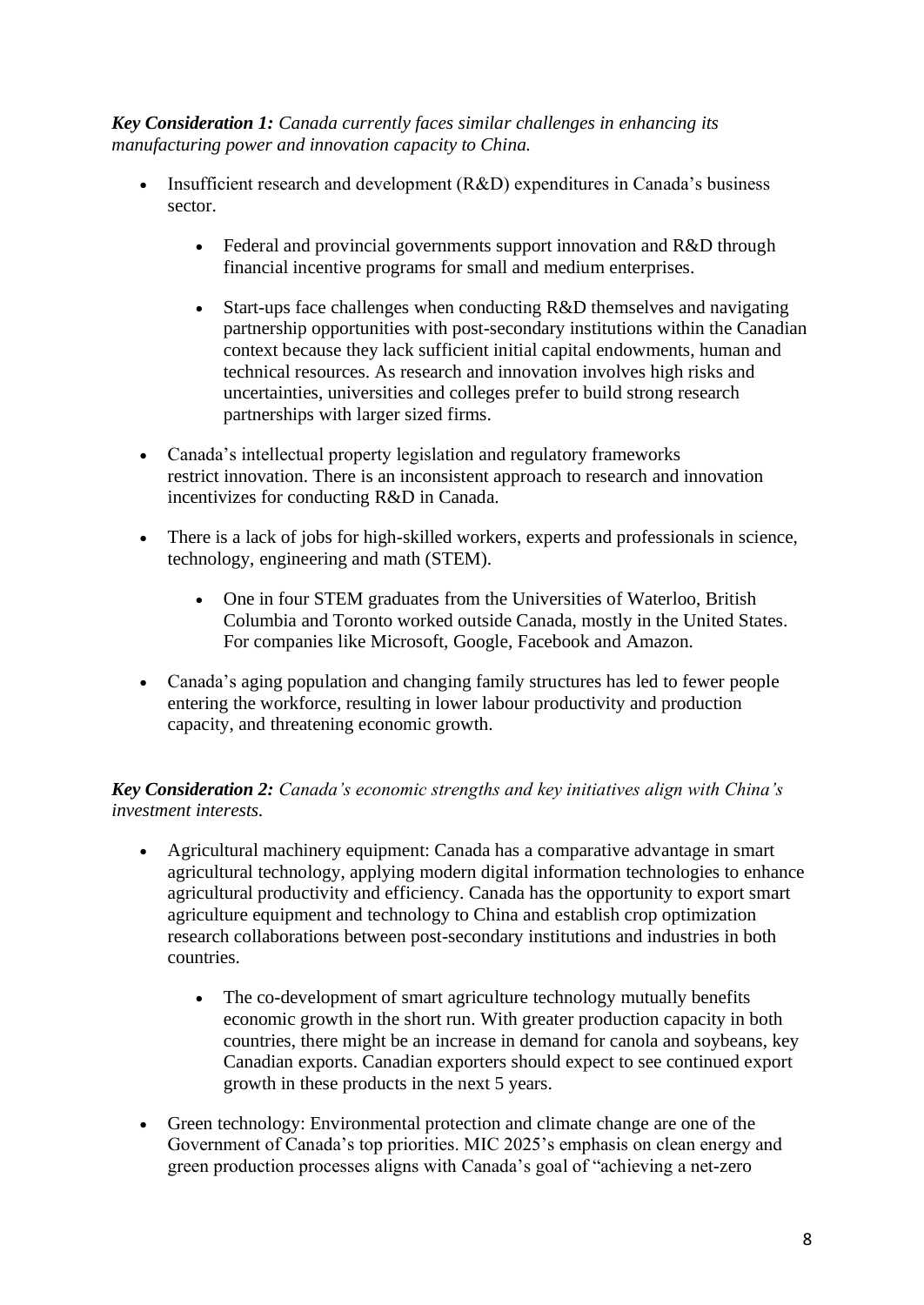***Key Consideration 1:*** *Canada currently faces similar challenges in enhancing its manufacturing power and innovation capacity to China.*

- Insufficient research and development (R&D) expenditures in Canada's business sector.
    - Federal and provincial governments support innovation and R&D through financial incentive programs for small and medium enterprises.
    - Start-ups face challenges when conducting R&D themselves and navigating partnership opportunities with post-secondary institutions within the Canadian context because they lack sufficient initial capital endowments, human and technical resources. As research and innovation involves high risks and uncertainties, universities and colleges prefer to build strong research partnerships with larger sized firms.
- Canada's intellectual property legislation and regulatory frameworks restrict innovation. There is an inconsistent approach to research and innovation incentivizes for conducting R&D in Canada.
- There is a lack of jobs for high-skilled workers, experts and professionals in science, technology, engineering and math (STEM).
    - One in four STEM graduates from the Universities of Waterloo, British Columbia and Toronto worked outside Canada, mostly in the United States. For companies like Microsoft, Google, Facebook and Amazon.
- Canada's aging population and changing family structures has led to fewer people entering the workforce, resulting in lower labour productivity and production capacity, and threatening economic growth.

***Key Consideration 2:*** *Canada's economic strengths and key initiatives align with China's investment interests.*

- Agricultural machinery equipment: Canada has a comparative advantage in smart agricultural technology, applying modern digital information technologies to enhance agricultural productivity and efficiency. Canada has the opportunity to export smart agriculture equipment and technology to China and establish crop optimization research collaborations between post-secondary institutions and industries in both countries.
    - The co-development of smart agriculture technology mutually benefits economic growth in the short run. With greater production capacity in both countries, there might be an increase in demand for canola and soybeans, key Canadian exports. Canadian exporters should expect to see continued export growth in these products in the next 5 years.
- Green technology: Environmental protection and climate change are one of the Government of Canada's top priorities. MIC 2025's emphasis on clean energy and green production processes aligns with Canada's goal of "achieving a net-zero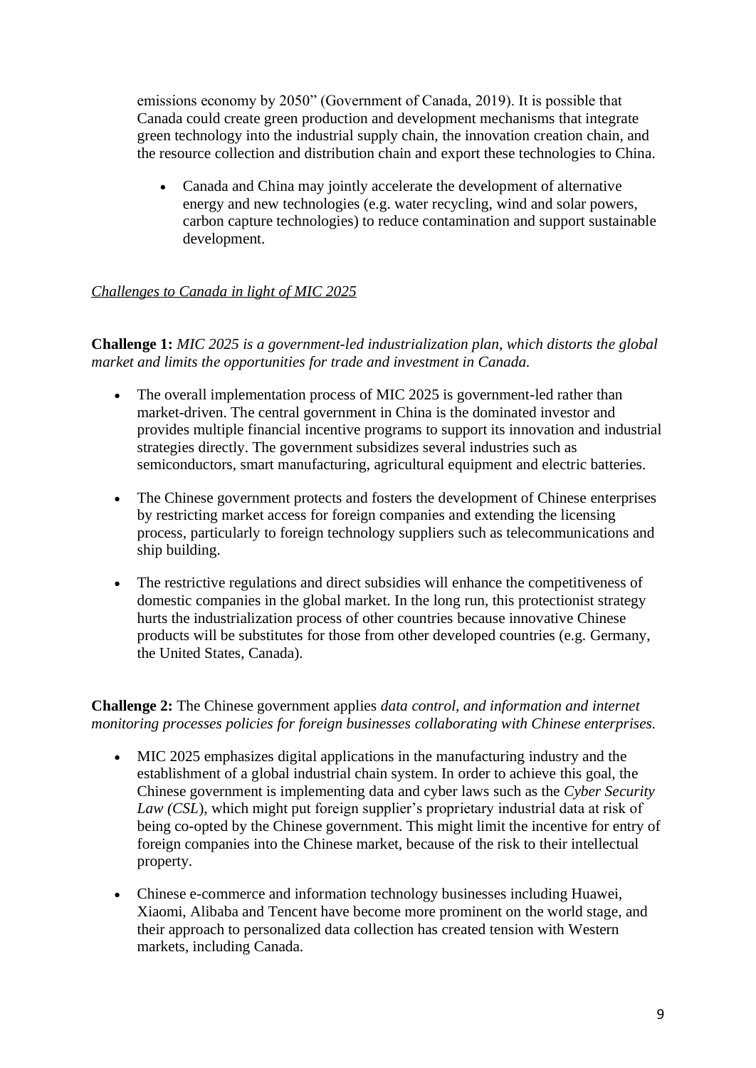emissions economy by 2050" (Government of Canada, 2019). It is possible that Canada could create green production and development mechanisms that integrate green technology into the industrial supply chain, the innovation creation chain, and the resource collection and distribution chain and export these technologies to China.

- Canada and China may jointly accelerate the development of alternative energy and new technologies (e.g. water recycling, wind and solar powers, carbon capture technologies) to reduce contamination and support sustainable development.

*Challenges to Canada in light of MIC 2025*

**Challenge 1:** *MIC 2025 is a government-led industrialization plan, which distorts the global market and limits the opportunities for trade and investment in Canada.*

- The overall implementation process of MIC 2025 is government-led rather than market-driven. The central government in China is the dominated investor and provides multiple financial incentive programs to support its innovation and industrial strategies directly. The government subsidizes several industries such as semiconductors, smart manufacturing, agricultural equipment and electric batteries.

- The Chinese government protects and fosters the development of Chinese enterprises by restricting market access for foreign companies and extending the licensing process, particularly to foreign technology suppliers such as telecommunications and ship building.

- The restrictive regulations and direct subsidies will enhance the competitiveness of domestic companies in the global market. In the long run, this protectionist strategy hurts the industrialization process of other countries because innovative Chinese products will be substitutes for those from other developed countries (e.g. Germany, the United States, Canada).

**Challenge 2:** The Chinese government applies *data control, and information and internet monitoring processes policies for foreign businesses collaborating with Chinese enterprises.*

- MIC 2025 emphasizes digital applications in the manufacturing industry and the establishment of a global industrial chain system. In order to achieve this goal, the Chinese government is implementing data and cyber laws such as the *Cyber Security Law (CSL*), which might put foreign supplier's proprietary industrial data at risk of being co-opted by the Chinese government. This might limit the incentive for entry of foreign companies into the Chinese market, because of the risk to their intellectual property.

- Chinese e-commerce and information technology businesses including Huawei, Xiaomi, Alibaba and Tencent have become more prominent on the world stage, and their approach to personalized data collection has created tension with Western markets, including Canada.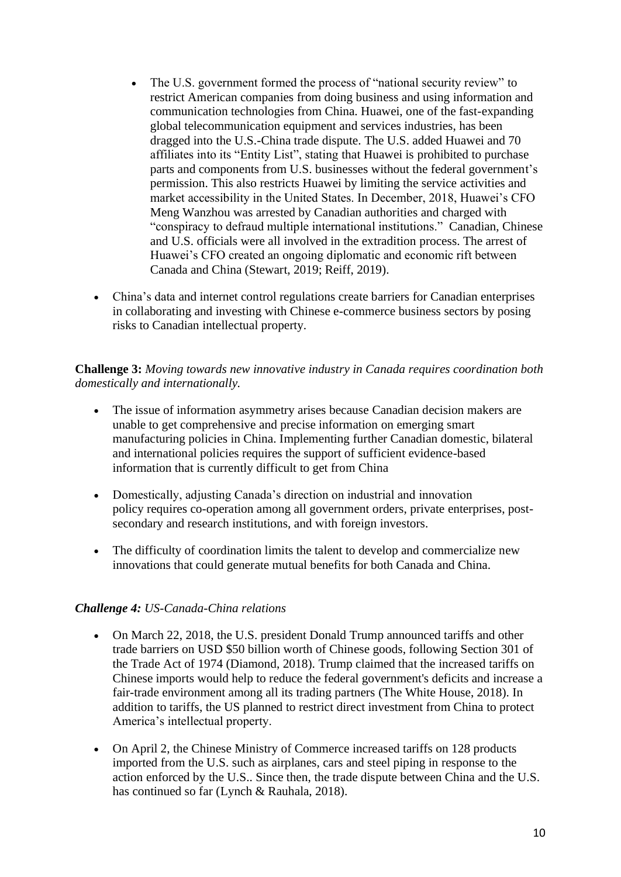- The U.S. government formed the process of "national security review" to restrict American companies from doing business and using information and communication technologies from China. Huawei, one of the fast-expanding global telecommunication equipment and services industries, has been dragged into the U.S.-China trade dispute. The U.S. added Huawei and 70 affiliates into its "Entity List", stating that Huawei is prohibited to purchase parts and components from U.S. businesses without the federal government's permission. This also restricts Huawei by limiting the service activities and market accessibility in the United States. In December, 2018, Huawei's CFO Meng Wanzhou was arrested by Canadian authorities and charged with "conspiracy to defraud multiple international institutions." Canadian, Chinese and U.S. officials were all involved in the extradition process. The arrest of Huawei's CFO created an ongoing diplomatic and economic rift between Canada and China (Stewart, 2019; Reiff, 2019).

- China's data and internet control regulations create barriers for Canadian enterprises in collaborating and investing with Chinese e-commerce business sectors by posing risks to Canadian intellectual property.

**Challenge 3:** *Moving towards new innovative industry in Canada requires coordination both domestically and internationally.*

- The issue of information asymmetry arises because Canadian decision makers are unable to get comprehensive and precise information on emerging smart manufacturing policies in China. Implementing further Canadian domestic, bilateral and international policies requires the support of sufficient evidence-based information that is currently difficult to get from China

- Domestically, adjusting Canada's direction on industrial and innovation policy requires co-operation among all government orders, private enterprises, post-secondary and research institutions, and with foreign investors.

- The difficulty of coordination limits the talent to develop and commercialize new innovations that could generate mutual benefits for both Canada and China.

***Challenge 4:*** *US-Canada-China relations*

- On March 22, 2018, the U.S. president Donald Trump announced tariffs and other trade barriers on USD $50 billion worth of Chinese goods, following Section 301 of the Trade Act of 1974 (Diamond, 2018). Trump claimed that the increased tariffs on Chinese imports would help to reduce the federal government's deficits and increase a fair-trade environment among all its trading partners (The White House, 2018). In addition to tariffs, the US planned to restrict direct investment from China to protect America's intellectual property.

- On April 2, the Chinese Ministry of Commerce increased tariffs on 128 products imported from the U.S. such as airplanes, cars and steel piping in response to the action enforced by the U.S.. Since then, the trade dispute between China and the U.S. has continued so far (Lynch & Rauhala, 2018).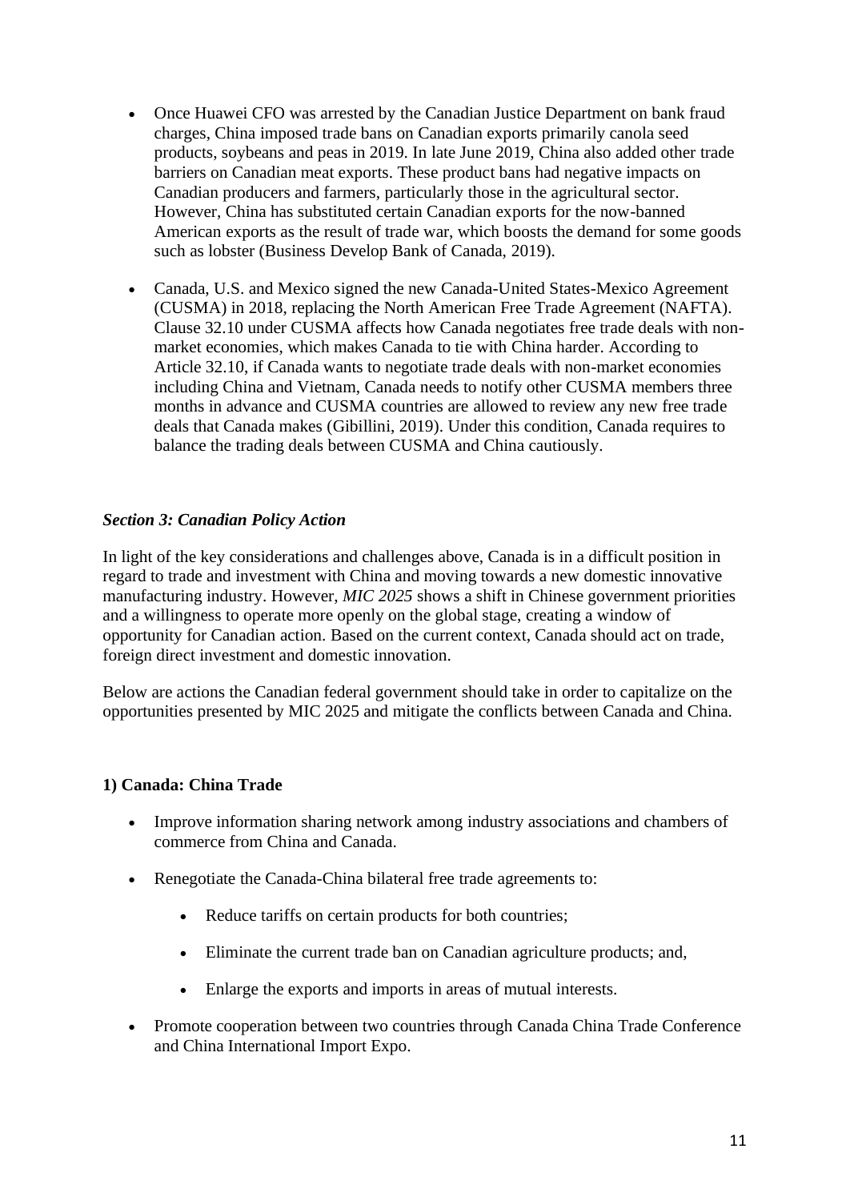- Once Huawei CFO was arrested by the Canadian Justice Department on bank fraud charges, China imposed trade bans on Canadian exports primarily canola seed products, soybeans and peas in 2019. In late June 2019, China also added other trade barriers on Canadian meat exports. These product bans had negative impacts on Canadian producers and farmers, particularly those in the agricultural sector. However, China has substituted certain Canadian exports for the now-banned American exports as the result of trade war, which boosts the demand for some goods such as lobster (Business Develop Bank of Canada, 2019).
- Canada, U.S. and Mexico signed the new Canada-United States-Mexico Agreement (CUSMA) in 2018, replacing the North American Free Trade Agreement (NAFTA). Clause 32.10 under CUSMA affects how Canada negotiates free trade deals with non-market economies, which makes Canada to tie with China harder. According to Article 32.10, if Canada wants to negotiate trade deals with non-market economies including China and Vietnam, Canada needs to notify other CUSMA members three months in advance and CUSMA countries are allowed to review any new free trade deals that Canada makes (Gibillini, 2019). Under this condition, Canada requires to balance the trading deals between CUSMA and China cautiously.

### *Section 3: Canadian Policy Action*

In light of the key considerations and challenges above, Canada is in a difficult position in regard to trade and investment with China and moving towards a new domestic innovative manufacturing industry. However, *MIC 2025* shows a shift in Chinese government priorities and a willingness to operate more openly on the global stage, creating a window of opportunity for Canadian action. Based on the current context, Canada should act on trade, foreign direct investment and domestic innovation.

Below are actions the Canadian federal government should take in order to capitalize on the opportunities presented by MIC 2025 and mitigate the conflicts between Canada and China.

#### 1) Canada: China Trade

- Improve information sharing network among industry associations and chambers of commerce from China and Canada.
- Renegotiate the Canada-China bilateral free trade agreements to:
  - Reduce tariffs on certain products for both countries;
  - Eliminate the current trade ban on Canadian agriculture products; and,
  - Enlarge the exports and imports in areas of mutual interests.
- Promote cooperation between two countries through Canada China Trade Conference and China International Import Expo.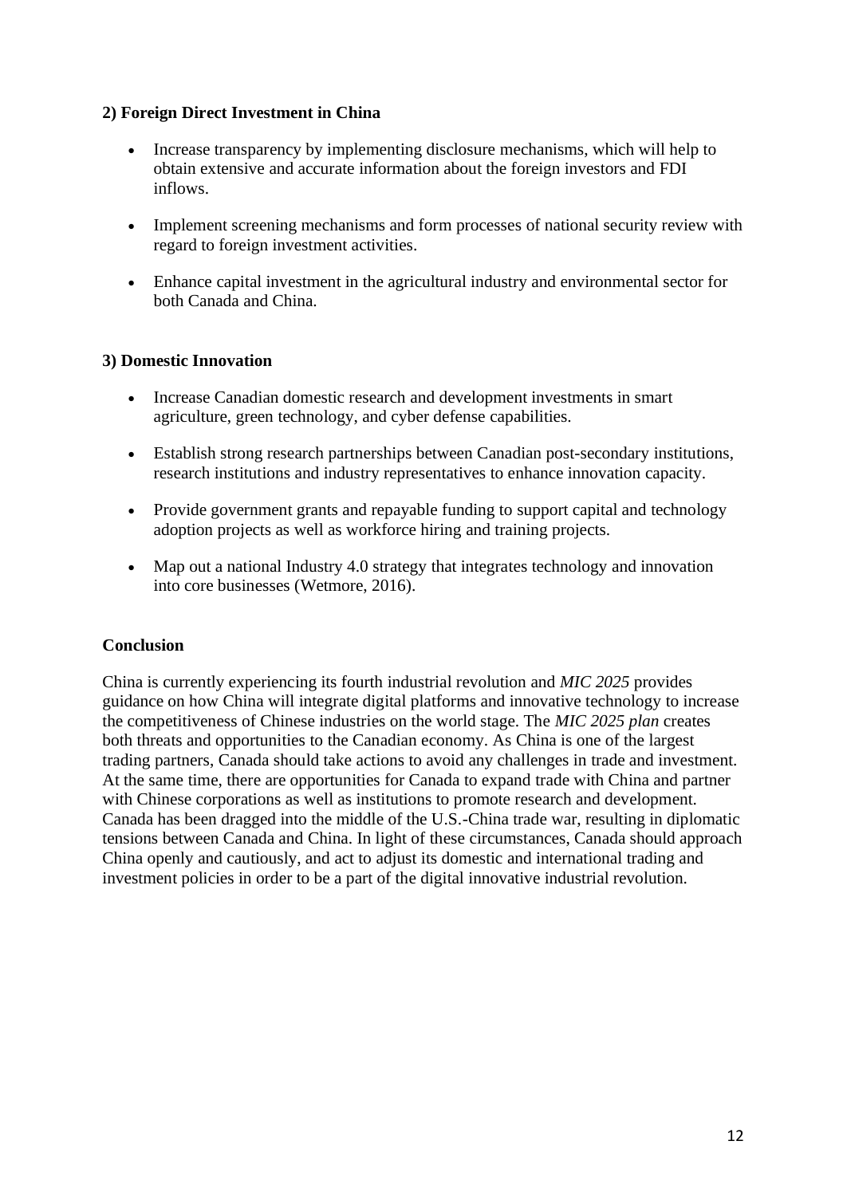**2) Foreign Direct Investment in China**

- Increase transparency by implementing disclosure mechanisms, which will help to obtain extensive and accurate information about the foreign investors and FDI inflows.
- Implement screening mechanisms and form processes of national security review with regard to foreign investment activities.
- Enhance capital investment in the agricultural industry and environmental sector for both Canada and China.

**3) Domestic Innovation**

- Increase Canadian domestic research and development investments in smart agriculture, green technology, and cyber defense capabilities.
- Establish strong research partnerships between Canadian post-secondary institutions, research institutions and industry representatives to enhance innovation capacity.
- Provide government grants and repayable funding to support capital and technology adoption projects as well as workforce hiring and training projects.
- Map out a national Industry 4.0 strategy that integrates technology and innovation into core businesses (Wetmore, 2016).

**Conclusion**

China is currently experiencing its fourth industrial revolution and *MIC 2025* provides guidance on how China will integrate digital platforms and innovative technology to increase the competitiveness of Chinese industries on the world stage. The *MIC 2025 plan* creates both threats and opportunities to the Canadian economy. As China is one of the largest trading partners, Canada should take actions to avoid any challenges in trade and investment. At the same time, there are opportunities for Canada to expand trade with China and partner with Chinese corporations as well as institutions to promote research and development. Canada has been dragged into the middle of the U.S.-China trade war, resulting in diplomatic tensions between Canada and China. In light of these circumstances, Canada should approach China openly and cautiously, and act to adjust its domestic and international trading and investment policies in order to be a part of the digital innovative industrial revolution.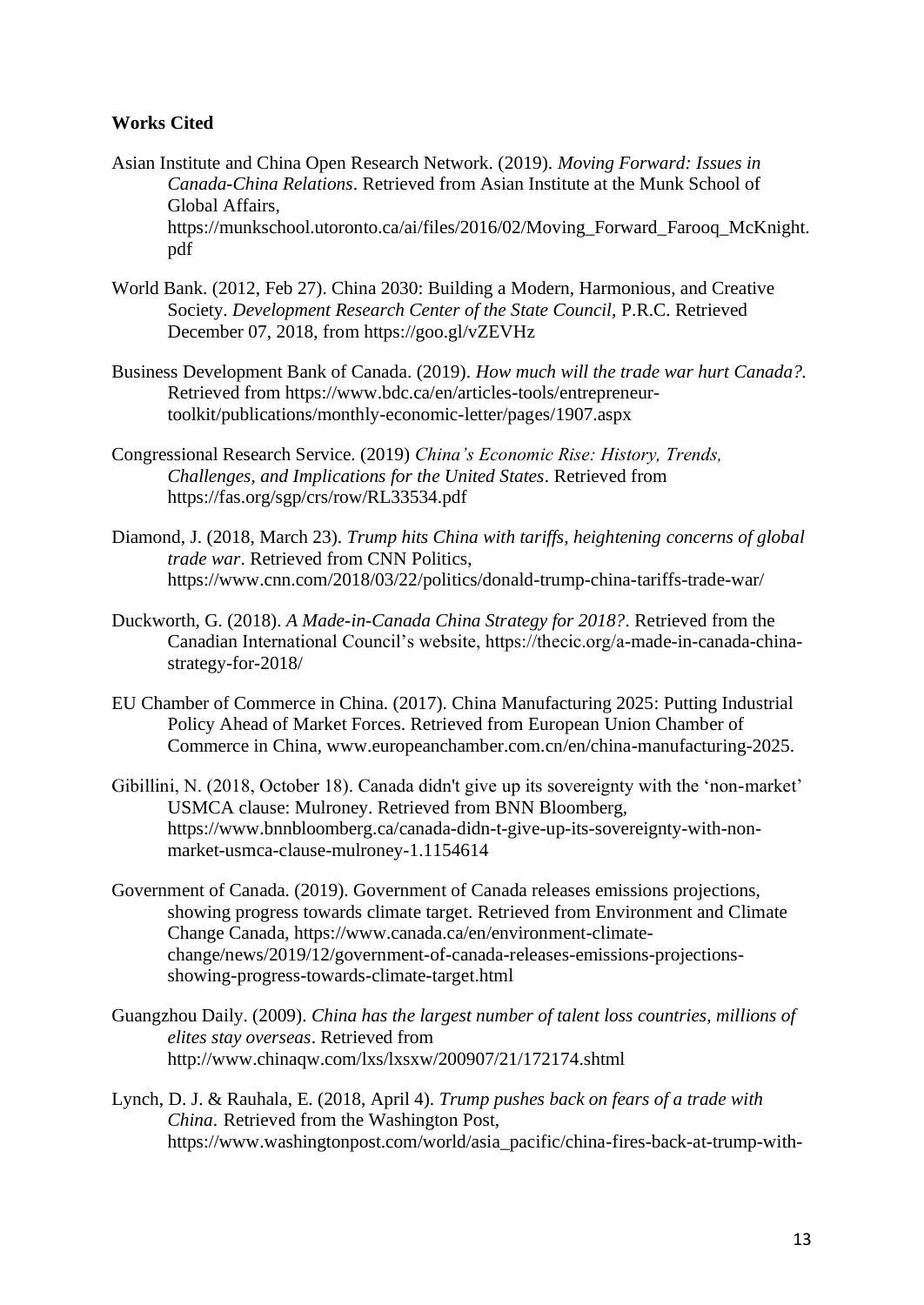**Works Cited**

Asian Institute and China Open Research Network. (2019). *Moving Forward: Issues in Canada-China Relations*. Retrieved from Asian Institute at the Munk School of Global Affairs, https://munkschool.utoronto.ca/ai/files/2016/02/Moving_Forward_Farooq_McKnight.pdf

World Bank. (2012, Feb 27). China 2030: Building a Modern, Harmonious, and Creative Society. *Development Research Center of the State Council*, P.R.C. Retrieved December 07, 2018, from https://goo.gl/vZEVHz

Business Development Bank of Canada. (2019). *How much will the trade war hurt Canada?.* Retrieved from https://www.bdc.ca/en/articles-tools/entrepreneur-toolkit/publications/monthly-economic-letter/pages/1907.aspx

Congressional Research Service. (2019) *China's Economic Rise: History, Trends, Challenges, and Implications for the United States*. Retrieved from https://fas.org/sgp/crs/row/RL33534.pdf

Diamond, J. (2018, March 23). *Trump hits China with tariffs, heightening concerns of global trade war*. Retrieved from CNN Politics, https://www.cnn.com/2018/03/22/politics/donald-trump-china-tariffs-trade-war/

Duckworth, G. (2018). *A Made-in-Canada China Strategy for 2018?*. Retrieved from the Canadian International Council's website, https://thecic.org/a-made-in-canada-china-strategy-for-2018/

EU Chamber of Commerce in China. (2017). China Manufacturing 2025: Putting Industrial Policy Ahead of Market Forces. Retrieved from European Union Chamber of Commerce in China, www.europeanchamber.com.cn/en/china-manufacturing-2025.

Gibillini, N. (2018, October 18). Canada didn't give up its sovereignty with the 'non-market' USMCA clause: Mulroney. Retrieved from BNN Bloomberg, https://www.bnnbloomberg.ca/canada-didn-t-give-up-its-sovereignty-with-non-market-usmca-clause-mulroney-1.1154614

Government of Canada. (2019). Government of Canada releases emissions projections, showing progress towards climate target. Retrieved from Environment and Climate Change Canada, https://www.canada.ca/en/environment-climate-change/news/2019/12/government-of-canada-releases-emissions-projections-showing-progress-towards-climate-target.html

Guangzhou Daily. (2009). *China has the largest number of talent loss countries, millions of elites stay overseas*. Retrieved from http://www.chinaqw.com/lxs/lxsxw/200907/21/172174.shtml

Lynch, D. J. & Rauhala, E. (2018, April 4). *Trump pushes back on fears of a trade with China*. Retrieved from the Washington Post, https://www.washingtonpost.com/world/asia_pacific/china-fires-back-at-trump-with-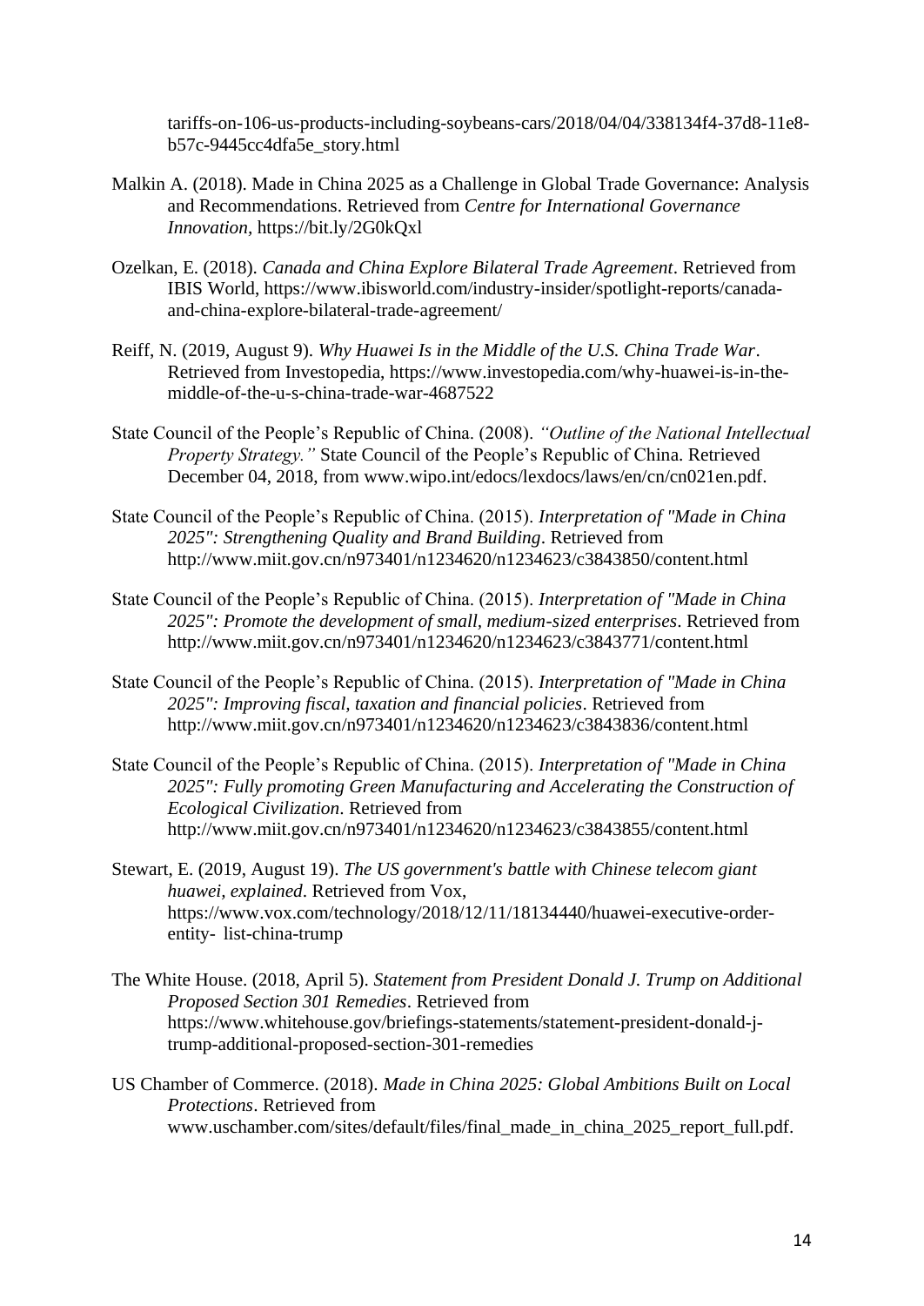tariffs-on-106-us-products-including-soybeans-cars/2018/04/04/338134f4-37d8-11e8-b57c-9445cc4dfa5e_story.html

Malkin A. (2018). Made in China 2025 as a Challenge in Global Trade Governance: Analysis and Recommendations. Retrieved from *Centre for International Governance Innovation,* https://bit.ly/2G0kQxl

Ozelkan, E. (2018). *Canada and China Explore Bilateral Trade Agreement*. Retrieved from IBIS World, https://www.ibisworld.com/industry-insider/spotlight-reports/canada-and-china-explore-bilateral-trade-agreement/

Reiff, N. (2019, August 9). *Why Huawei Is in the Middle of the U.S. China Trade War*. Retrieved from Investopedia, https://www.investopedia.com/why-huawei-is-in-the-middle-of-the-u-s-china-trade-war-4687522

State Council of the People's Republic of China. (2008). *"Outline of the National Intellectual Property Strategy."* State Council of the People's Republic of China. Retrieved December 04, 2018, from www.wipo.int/edocs/lexdocs/laws/en/cn/cn021en.pdf.

State Council of the People's Republic of China. (2015). *Interpretation of "Made in China 2025": Strengthening Quality and Brand Building*. Retrieved from http://www.miit.gov.cn/n973401/n1234620/n1234623/c3843850/content.html

State Council of the People's Republic of China. (2015). *Interpretation of "Made in China 2025": Promote the development of small, medium-sized enterprises*. Retrieved from http://www.miit.gov.cn/n973401/n1234620/n1234623/c3843771/content.html

State Council of the People's Republic of China. (2015). *Interpretation of "Made in China 2025": Improving fiscal, taxation and financial policies*. Retrieved from http://www.miit.gov.cn/n973401/n1234620/n1234623/c3843836/content.html

State Council of the People's Republic of China. (2015). *Interpretation of "Made in China 2025": Fully promoting Green Manufacturing and Accelerating the Construction of Ecological Civilization*. Retrieved from http://www.miit.gov.cn/n973401/n1234620/n1234623/c3843855/content.html

Stewart, E. (2019, August 19). *The US government's battle with Chinese telecom giant huawei, explained*. Retrieved from Vox, https://www.vox.com/technology/2018/12/11/18134440/huawei-executive-order-entity- list-china-trump

The White House. (2018, April 5). *Statement from President Donald J. Trump on Additional Proposed Section 301 Remedies*. Retrieved from https://www.whitehouse.gov/briefings-statements/statement-president-donald-j-trump-additional-proposed-section-301-remedies

US Chamber of Commerce. (2018). *Made in China 2025: Global Ambitions Built on Local Protections*. Retrieved from www.uschamber.com/sites/default/files/final_made_in_china_2025_report_full.pdf.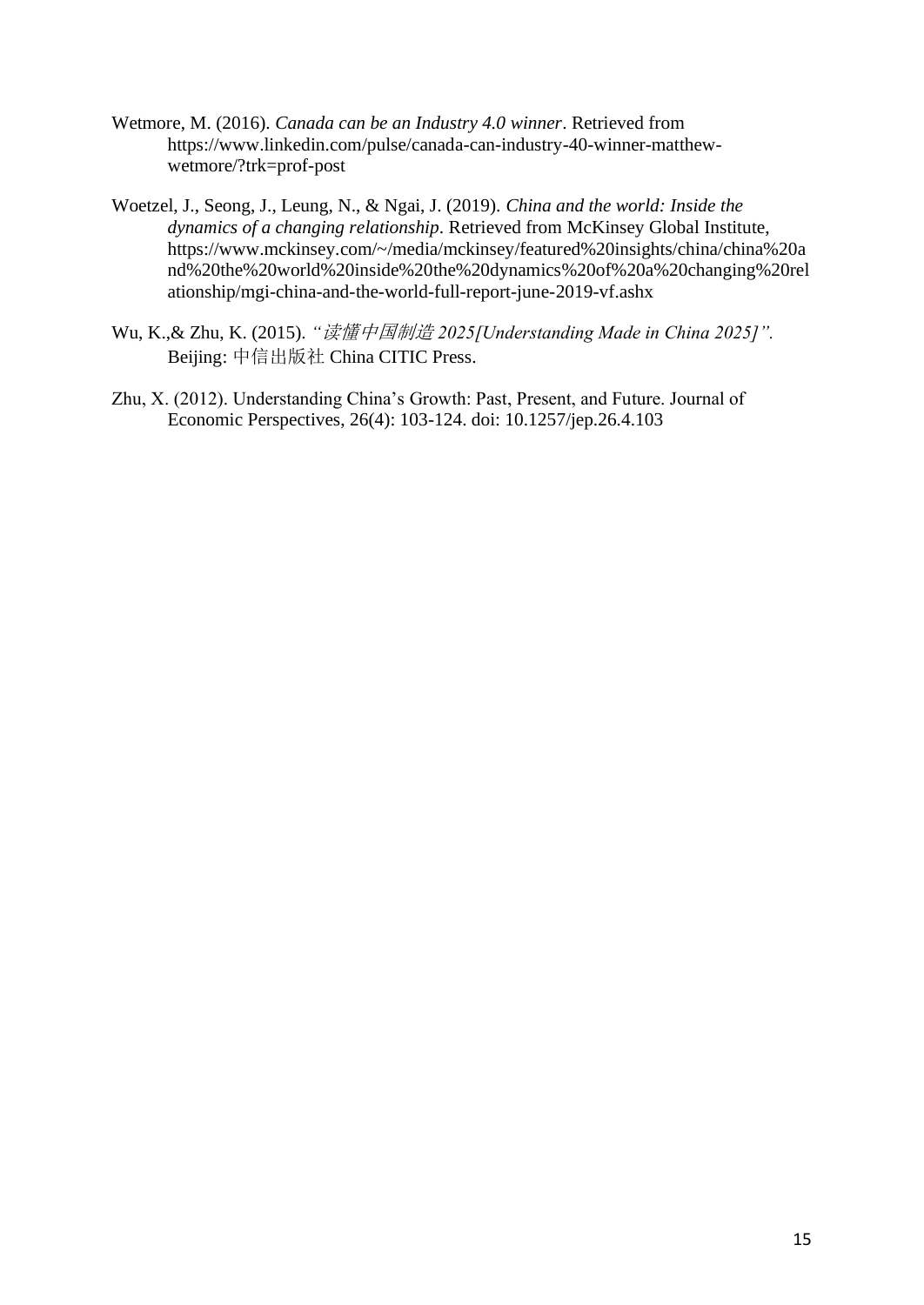Wetmore, M. (2016). *Canada can be an Industry 4.0 winner*. Retrieved from https://www.linkedin.com/pulse/canada-can-industry-40-winner-matthew-wetmore/?trk=prof-post

Woetzel, J., Seong, J., Leung, N., & Ngai, J. (2019). *China and the world: Inside the dynamics of a changing relationship*. Retrieved from McKinsey Global Institute, https://www.mckinsey.com/~/media/mckinsey/featured%20insights/china/china%20and%20the%20world%20inside%20the%20dynamics%20of%20a%20changing%20relationship/mgi-china-and-the-world-full-report-june-2019-vf.ashx

Wu, K.,& Zhu, K. (2015). *"读懂中国制造 2025[Understanding Made in China 2025]".* Beijing: 中信出版社 China CITIC Press.

Zhu, X. (2012). Understanding China's Growth: Past, Present, and Future. Journal of Economic Perspectives, 26(4): 103-124. doi: 10.1257/jep.26.4.103